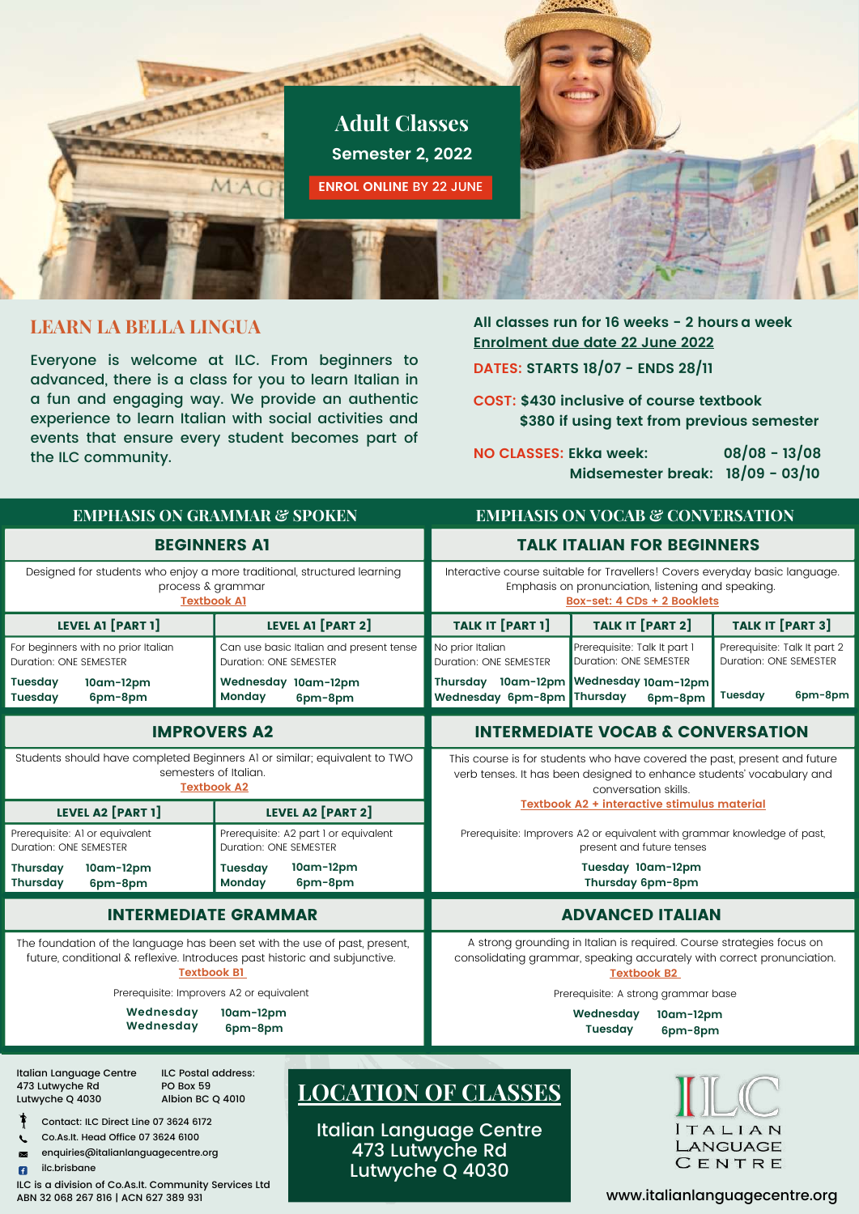# Adult Classes

**Semester 2, 2022**

**ENROL ONLINE BY 22 JUNE**

## LEARN LA BELLA LINGUA

Everyone is welcome at ILC. From beginners to advanced, there is a class for you to learn Italian in a fun and engaging way. We provide an authentic experience to learn Italian with social activities and events that ensure every student becomes part of the ILC community.

**All classes run for 16 weeks - 2 hours a week**

**Enrolment due date 22 June 2022**

**DATES: STARTS 18/07 - ENDS 28/11**

**COST: $430 inclusive of course textbook**
**$380 if using text from previous semester**

**NO CLASSES:** Ekka week: 08/08 - 13/08
Midsemester break: 18/09 - 03/10

## EMPHASIS ON GRAMMAR & SPOKEN

### BEGINNERS A1

Designed for students who enjoy a more traditional, structured learning process & grammar

Textbook A1

| LEVEL A1 [PART 1] | LEVEL A1 [PART 2] |
|---|---|
| For beginners with no prior Italian<br>Duration: ONE SEMESTER | Can use basic Italian and present tense<br>Duration: ONE SEMESTER |
| **Tuesday 10am-12pm**<br>**Tuesday 6pm-8pm** | **Wednesday 10am-12pm**<br>**Monday 6pm-8pm** |

### IMPROVERS A2

Students should have completed Beginners A1 or similar; equivalent to TWO semesters of Italian.

Textbook A2

| LEVEL A2 [PART 1] | LEVEL A2 [PART 2] |
|---|---|
| Prerequisite: A1 or equivalent<br>Duration: ONE SEMESTER | Prerequisite: A2 part 1 or equivalent<br>Duration: ONE SEMESTER |
| **Thursday 10am-12pm**<br>**Thursday 6pm-8pm** | **Tuesday 10am-12pm**<br>**Monday 6pm-8pm** |

### INTERMEDIATE GRAMMAR

The foundation of the language has been set with the use of past, present, future, conditional & reflexive. Introduces past historic and subjunctive.

Textbook B1

Prerequisite: Improvers A2 or equivalent

**Wednesday 10am-12pm**
**Wednesday 6pm-8pm**

## EMPHASIS ON VOCAB & CONVERSATION

### TALK ITALIAN FOR BEGINNERS

Interactive course suitable for Travellers! Covers everyday basic language. Emphasis on pronunciation, listening and speaking.

Box-set: 4 CDs + 2 Booklets

| TALK IT [PART 1] | TALK IT [PART 2] | TALK IT [PART 3] |
|---|---|---|
| No prior Italian<br>Duration: ONE SEMESTER | Prerequisite: Talk It part 1<br>Duration: ONE SEMESTER | Prerequisite: Talk It part 2<br>Duration: ONE SEMESTER |
| **Thursday 10am-12pm**<br>**Wednesday 6pm-8pm** | **Wednesday 10am-12pm**<br>**Thursday 6pm-8pm** | **Tuesday 6pm-8pm** |

### INTERMEDIATE VOCAB & CONVERSATION

This course is for students who have covered the past, present and future verb tenses. It has been designed to enhance students' vocabulary and conversation skills.

Textbook A2 + interactive stimulus material

Prerequisite: Improvers A2 or equivalent with grammar knowledge of past, present and future tenses

**Tuesday 10am-12pm**
**Thursday 6pm-8pm**

### ADVANCED ITALIAN

A strong grounding in Italian is required. Course strategies focus on consolidating grammar, speaking accurately with correct pronunciation.

Textbook B2

Prerequisite: A strong grammar base

**Wednesday 10am-12pm**
**Tuesday 6pm-8pm**

---

Italian Language Centre
473 Lutwyche Rd
Lutwyche Q 4030

ILC Postal address:
PO Box 59
Albion BC Q 4010

Contact: ILC Direct Line 07 3624 6172
Co.As.It. Head Office 07 3624 6100
enquiries@italianlanguagecentre.org
ilc.brisbane

ILC is a division of Co.As.It. Community Services Ltd
ABN 32 068 267 816 | ACN 627 389 931

## LOCATION OF CLASSES

Italian Language Centre
473 Lutwyche Rd
Lutwyche Q 4030

ILC ITALIAN LANGUAGE CENTRE

www.italianlanguagecentre.org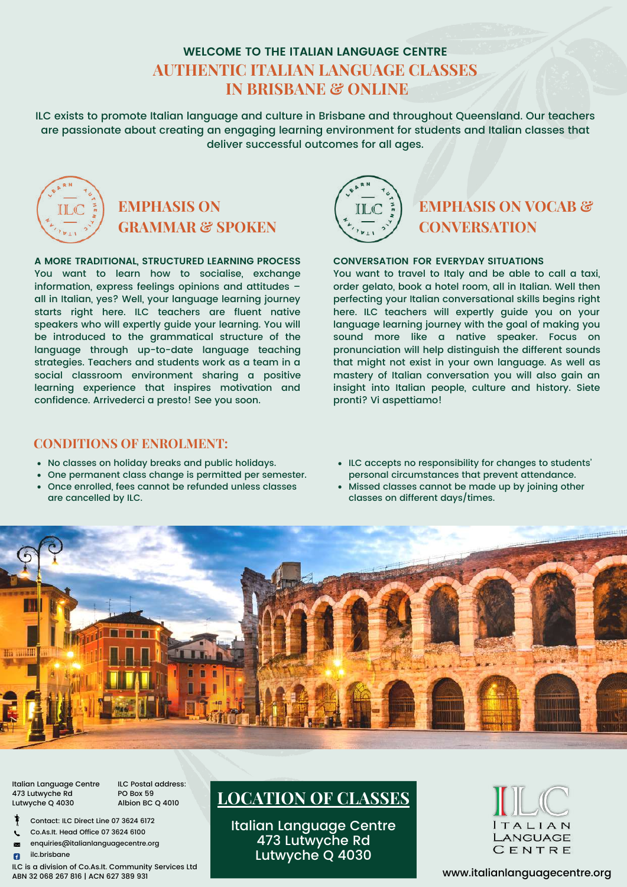## WELCOME TO THE ITALIAN LANGUAGE CENTRE

# AUTHENTIC ITALIAN LANGUAGE CLASSES IN BRISBANE & ONLINE

ILC exists to promote Italian language and culture in Brisbane and throughout Queensland. Our teachers are passionate about creating an engaging learning environment for students and Italian classes that deliver successful outcomes for all ages.

## EMPHASIS ON GRAMMAR & SPOKEN

**A MORE TRADITIONAL, STRUCTURED LEARNING PROCESS**

You want to learn how to socialise, exchange information, express feelings opinions and attitudes – all in Italian, yes? Well, your language learning journey starts right here. ILC teachers are fluent native speakers who will expertly guide your learning. You will be introduced to the grammatical structure of the language through up-to-date language teaching strategies. Teachers and students work as a team in a social classroom environment sharing a positive learning experience that inspires motivation and confidence. Arrivederci a presto! See you soon.

## EMPHASIS ON VOCAB & CONVERSATION

**CONVERSATION FOR EVERYDAY SITUATIONS**

You want to travel to Italy and be able to call a taxi, order gelato, book a hotel room, all in Italian. Well then perfecting your Italian conversational skills begins right here. ILC teachers will expertly guide you on your language learning journey with the goal of making you sound more like a native speaker. Focus on pronunciation will help distinguish the different sounds that might not exist in your own language. As well as mastery of Italian conversation you will also gain an insight into Italian people, culture and history. Siete pronti? Vi aspettiamo!

## CONDITIONS OF ENROLMENT:

- No classes on holiday breaks and public holidays.
- One permanent class change is permitted per semester.
- Once enrolled, fees cannot be refunded unless classes are cancelled by ILC.
- ILC accepts no responsibility for changes to students' personal circumstances that prevent attendance.
- Missed classes cannot be made up by joining other classes on different days/times.

Italian Language Centre
473 Lutwyche Rd
Lutwyche Q 4030

ILC Postal address:
PO Box 59
Albion BC Q 4010

Contact: ILC Direct Line 07 3624 6172
Co.As.It. Head Office 07 3624 6100
enquiries@italianlanguagecentre.org
ilc.brisbane

ILC is a division of Co.As.It. Community Services Ltd
ABN 32 068 267 816 | ACN 627 389 931

## LOCATION OF CLASSES

Italian Language Centre
473 Lutwyche Rd
Lutwyche Q 4030

ILC ITALIAN LANGUAGE CENTRE

www.italianlanguagecentre.org